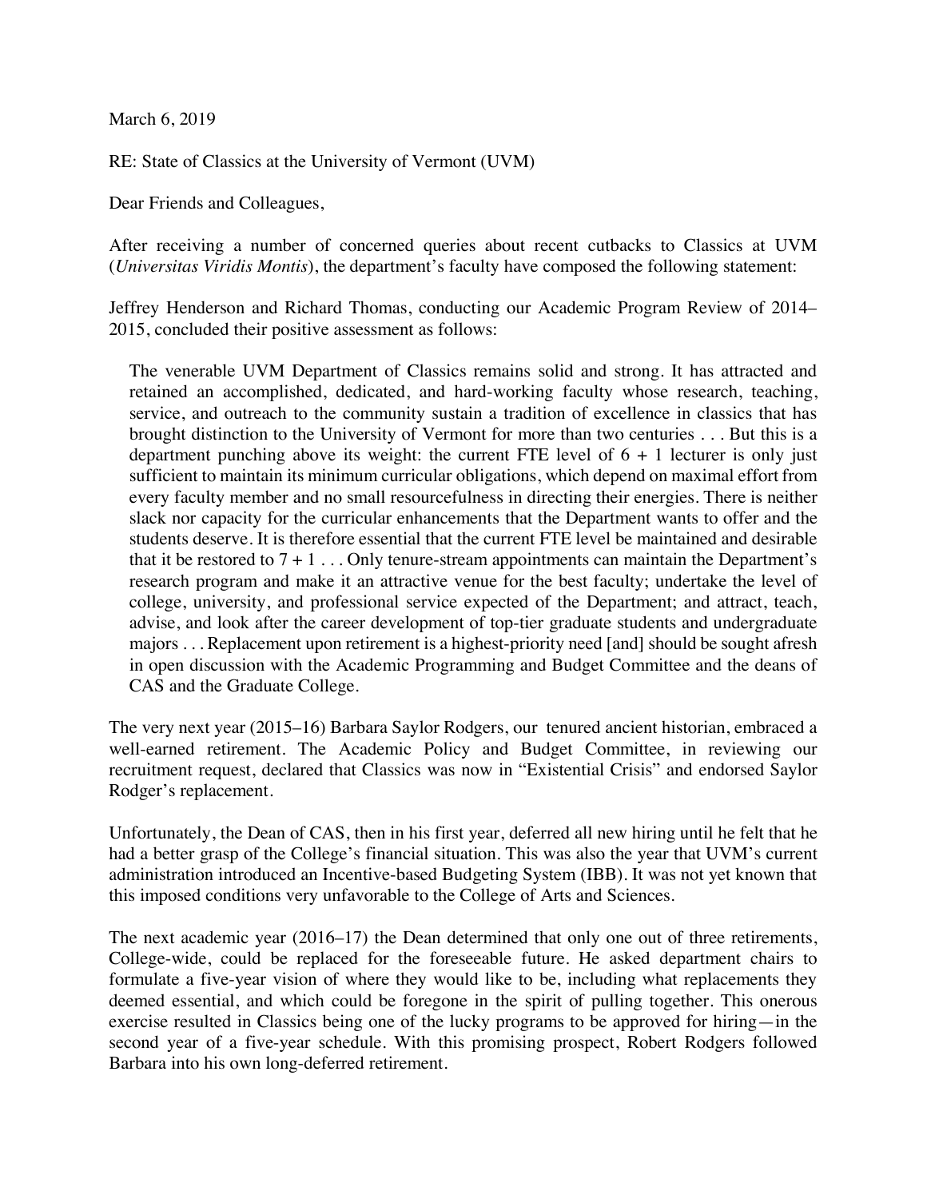March 6, 2019

RE: State of Classics at the University of Vermont (UVM)

Dear Friends and Colleagues,

After receiving a number of concerned queries about recent cutbacks to Classics at UVM (*Universitas Viridis Montis*), the department's faculty have composed the following statement:

Jeffrey Henderson and Richard Thomas, conducting our Academic Program Review of 2014–2015, concluded their positive assessment as follows:

> The venerable UVM Department of Classics remains solid and strong. It has attracted and retained an accomplished, dedicated, and hard-working faculty whose research, teaching, service, and outreach to the community sustain a tradition of excellence in classics that has brought distinction to the University of Vermont for more than two centuries . . . But this is a department punching above its weight: the current FTE level of 6 + 1 lecturer is only just sufficient to maintain its minimum curricular obligations, which depend on maximal effort from every faculty member and no small resourcefulness in directing their energies. There is neither slack nor capacity for the curricular enhancements that the Department wants to offer and the students deserve. It is therefore essential that the current FTE level be maintained and desirable that it be restored to 7 + 1 . . . Only tenure-stream appointments can maintain the Department's research program and make it an attractive venue for the best faculty; undertake the level of college, university, and professional service expected of the Department; and attract, teach, advise, and look after the career development of top-tier graduate students and undergraduate majors . . . Replacement upon retirement is a highest-priority need [and] should be sought afresh in open discussion with the Academic Programming and Budget Committee and the deans of CAS and the Graduate College.

The very next year (2015–16) Barbara Saylor Rodgers, our tenured ancient historian, embraced a well-earned retirement. The Academic Policy and Budget Committee, in reviewing our recruitment request, declared that Classics was now in "Existential Crisis" and endorsed Saylor Rodger's replacement.

Unfortunately, the Dean of CAS, then in his first year, deferred all new hiring until he felt that he had a better grasp of the College's financial situation. This was also the year that UVM's current administration introduced an Incentive-based Budgeting System (IBB). It was not yet known that this imposed conditions very unfavorable to the College of Arts and Sciences.

The next academic year (2016–17) the Dean determined that only one out of three retirements, College-wide, could be replaced for the foreseeable future. He asked department chairs to formulate a five-year vision of where they would like to be, including what replacements they deemed essential, and which could be foregone in the spirit of pulling together. This onerous exercise resulted in Classics being one of the lucky programs to be approved for hiring—in the second year of a five-year schedule. With this promising prospect, Robert Rodgers followed Barbara into his own long-deferred retirement.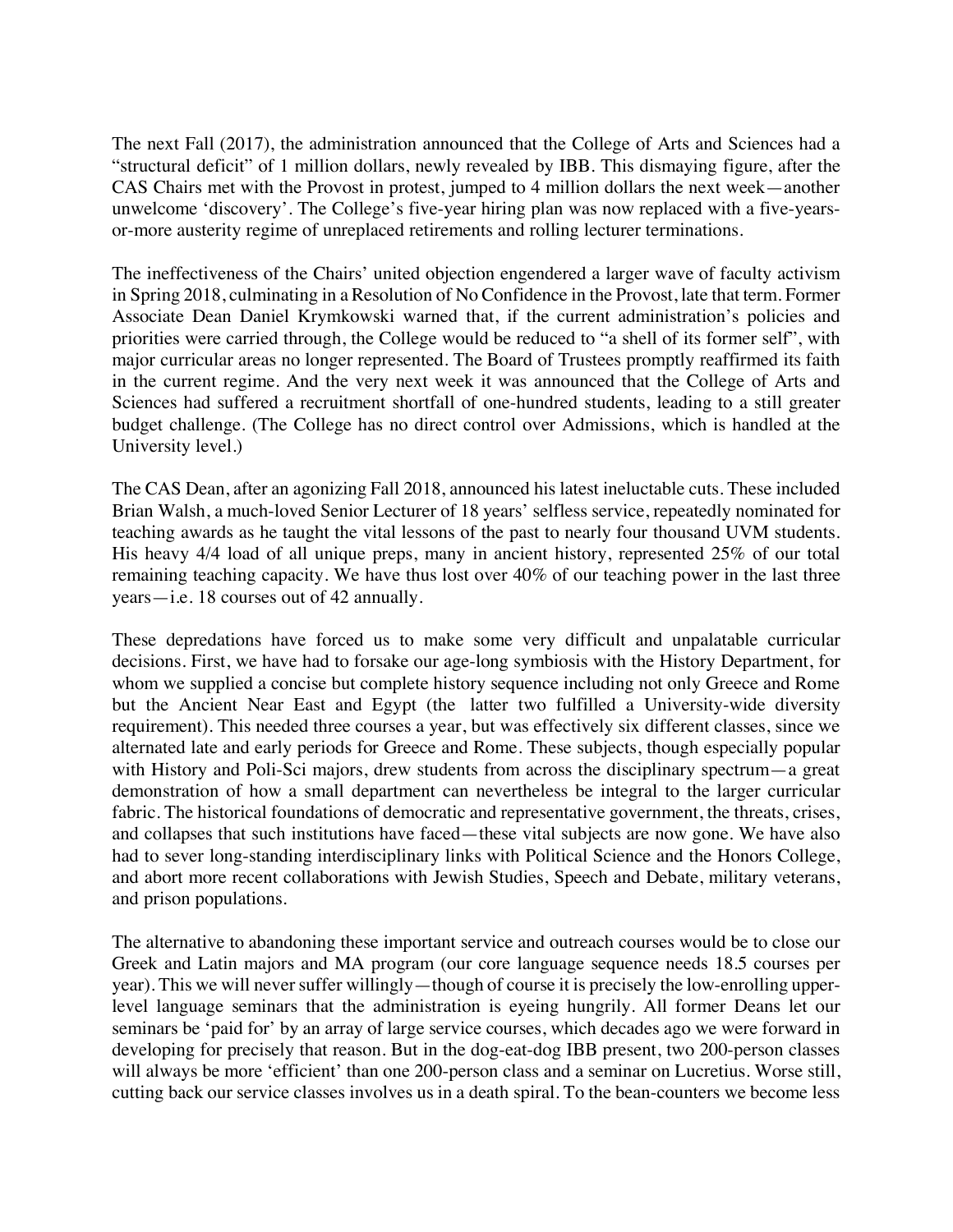The next Fall (2017), the administration announced that the College of Arts and Sciences had a "structural deficit" of 1 million dollars, newly revealed by IBB. This dismaying figure, after the CAS Chairs met with the Provost in protest, jumped to 4 million dollars the next week—another unwelcome 'discovery'. The College's five-year hiring plan was now replaced with a five-years-or-more austerity regime of unreplaced retirements and rolling lecturer terminations.

The ineffectiveness of the Chairs' united objection engendered a larger wave of faculty activism in Spring 2018, culminating in a Resolution of No Confidence in the Provost, late that term. Former Associate Dean Daniel Krymkowski warned that, if the current administration's policies and priorities were carried through, the College would be reduced to "a shell of its former self", with major curricular areas no longer represented. The Board of Trustees promptly reaffirmed its faith in the current regime. And the very next week it was announced that the College of Arts and Sciences had suffered a recruitment shortfall of one-hundred students, leading to a still greater budget challenge. (The College has no direct control over Admissions, which is handled at the University level.)

The CAS Dean, after an agonizing Fall 2018, announced his latest ineluctable cuts. These included Brian Walsh, a much-loved Senior Lecturer of 18 years' selfless service, repeatedly nominated for teaching awards as he taught the vital lessons of the past to nearly four thousand UVM students. His heavy 4/4 load of all unique preps, many in ancient history, represented 25% of our total remaining teaching capacity. We have thus lost over 40% of our teaching power in the last three years—i.e. 18 courses out of 42 annually.

These depredations have forced us to make some very difficult and unpalatable curricular decisions. First, we have had to forsake our age-long symbiosis with the History Department, for whom we supplied a concise but complete history sequence including not only Greece and Rome but the Ancient Near East and Egypt (the latter two fulfilled a University-wide diversity requirement). This needed three courses a year, but was effectively six different classes, since we alternated late and early periods for Greece and Rome. These subjects, though especially popular with History and Poli-Sci majors, drew students from across the disciplinary spectrum—a great demonstration of how a small department can nevertheless be integral to the larger curricular fabric. The historical foundations of democratic and representative government, the threats, crises, and collapses that such institutions have faced—these vital subjects are now gone. We have also had to sever long-standing interdisciplinary links with Political Science and the Honors College, and abort more recent collaborations with Jewish Studies, Speech and Debate, military veterans, and prison populations.

The alternative to abandoning these important service and outreach courses would be to close our Greek and Latin majors and MA program (our core language sequence needs 18.5 courses per year). This we will never suffer willingly—though of course it is precisely the low-enrolling upper-level language seminars that the administration is eyeing hungrily. All former Deans let our seminars be 'paid for' by an array of large service courses, which decades ago we were forward in developing for precisely that reason. But in the dog-eat-dog IBB present, two 200-person classes will always be more 'efficient' than one 200-person class and a seminar on Lucretius. Worse still, cutting back our service classes involves us in a death spiral. To the bean-counters we become less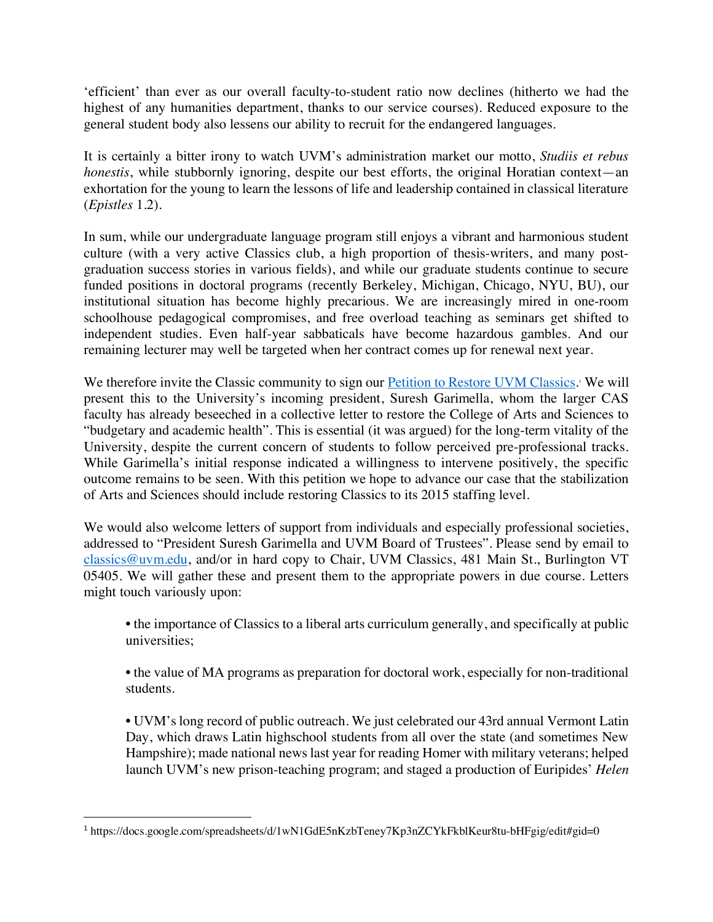'efficient' than ever as our overall faculty-to-student ratio now declines (hitherto we had the highest of any humanities department, thanks to our service courses). Reduced exposure to the general student body also lessens our ability to recruit for the endangered languages.

It is certainly a bitter irony to watch UVM's administration market our motto, *Studiis et rebus honestis*, while stubbornly ignoring, despite our best efforts, the original Horatian context—an exhortation for the young to learn the lessons of life and leadership contained in classical literature (*Epistles* 1.2).

In sum, while our undergraduate language program still enjoys a vibrant and harmonious student culture (with a very active Classics club, a high proportion of thesis-writers, and many post-graduation success stories in various fields), and while our graduate students continue to secure funded positions in doctoral programs (recently Berkeley, Michigan, Chicago, NYU, BU), our institutional situation has become highly precarious. We are increasingly mired in one-room schoolhouse pedagogical compromises, and free overload teaching as seminars get shifted to independent studies. Even half-year sabbaticals have become hazardous gambles. And our remaining lecturer may well be targeted when her contract comes up for renewal next year.

We therefore invite the Classic community to sign our [Petition to Restore UVM Classics](https://docs.google.com/spreadsheets/d/1wN1GdE5nKzbTeney7Kp3nZCYkFkblKeur8tu-bHFgig/edit#gid=0).[1] We will present this to the University's incoming president, Suresh Garimella, whom the larger CAS faculty has already beseeched in a collective letter to restore the College of Arts and Sciences to "budgetary and academic health". This is essential (it was argued) for the long-term vitality of the University, despite the current concern of students to follow perceived pre-professional tracks. While Garimella's initial response indicated a willingness to intervene positively, the specific outcome remains to be seen. With this petition we hope to advance our case that the stabilization of Arts and Sciences should include restoring Classics to its 2015 staffing level.

We would also welcome letters of support from individuals and especially professional societies, addressed to "President Suresh Garimella and UVM Board of Trustees". Please send by email to classics@uvm.edu, and/or in hard copy to Chair, UVM Classics, 481 Main St., Burlington VT 05405. We will gather these and present them to the appropriate powers in due course. Letters might touch variously upon:

- the importance of Classics to a liberal arts curriculum generally, and specifically at public universities;
- the value of MA programs as preparation for doctoral work, especially for non-traditional students.
- UVM's long record of public outreach. We just celebrated our 43rd annual Vermont Latin Day, which draws Latin highschool students from all over the state (and sometimes New Hampshire); made national news last year for reading Homer with military veterans; helped launch UVM's new prison-teaching program; and staged a production of Euripides' *Helen*

---

[1] https://docs.google.com/spreadsheets/d/1wN1GdE5nKzbTeney7Kp3nZCYkFkblKeur8tu-bHFgig/edit#gid=0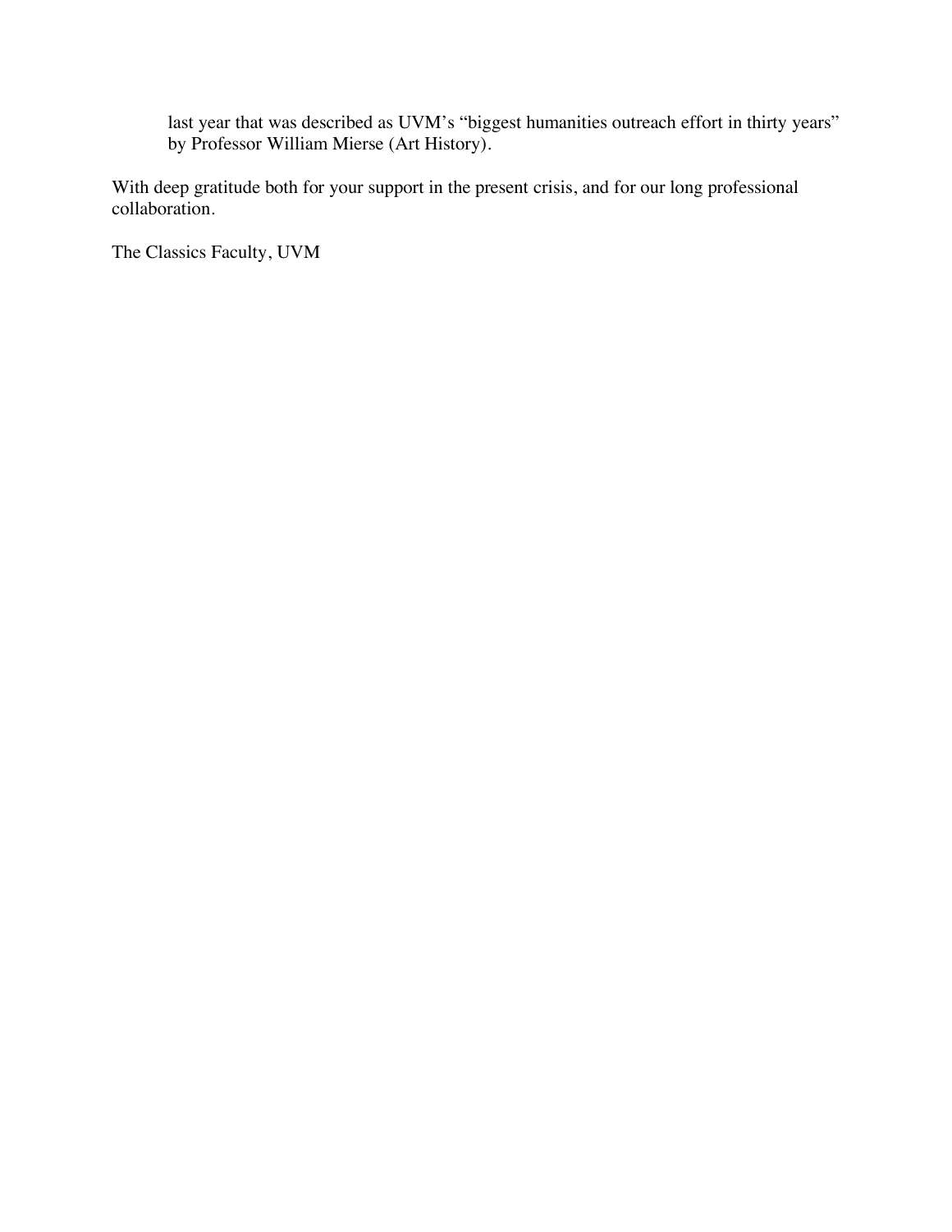last year that was described as UVM's "biggest humanities outreach effort in thirty years" by Professor William Mierse (Art History).

With deep gratitude both for your support in the present crisis, and for our long professional collaboration.

The Classics Faculty, UVM